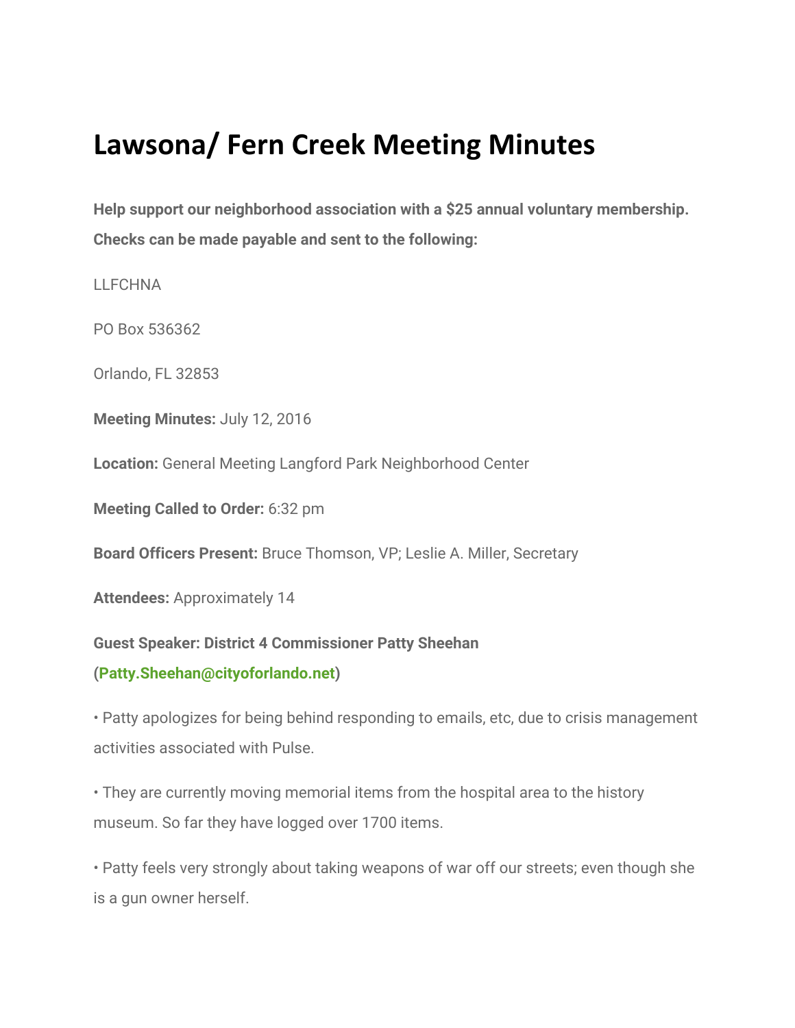# Lawsona/ Fern Creek Meeting Minutes

**Help support our neighborhood association with a $25 annual voluntary membership. Checks can be made payable and sent to the following:**

LLFCHNA

PO Box 536362

Orlando, FL 32853

**Meeting Minutes:** July 12, 2016

**Location:** General Meeting Langford Park Neighborhood Center

**Meeting Called to Order:** 6:32 pm

**Board Officers Present:** Bruce Thomson, VP; Leslie A. Miller, Secretary

**Attendees:** Approximately 14

**Guest Speaker: District 4 Commissioner Patty Sheehan (Patty.Sheehan@cityoforlando.net)**

• Patty apologizes for being behind responding to emails, etc, due to crisis management activities associated with Pulse.

• They are currently moving memorial items from the hospital area to the history museum. So far they have logged over 1700 items.

• Patty feels very strongly about taking weapons of war off our streets; even though she is a gun owner herself.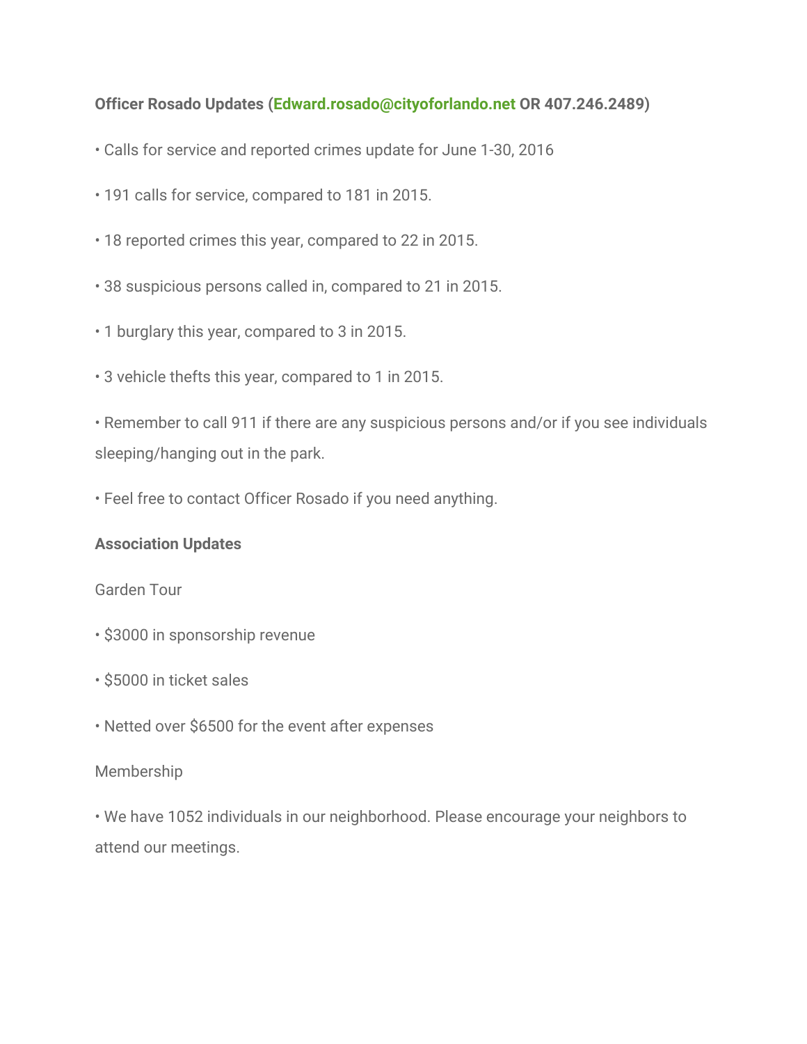**Officer Rosado Updates (Edward.rosado@cityoforlando.net OR 407.246.2489)**

- Calls for service and reported crimes update for June 1-30, 2016
- 191 calls for service, compared to 181 in 2015.
- 18 reported crimes this year, compared to 22 in 2015.
- 38 suspicious persons called in, compared to 21 in 2015.
- 1 burglary this year, compared to 3 in 2015.
- 3 vehicle thefts this year, compared to 1 in 2015.
- Remember to call 911 if there are any suspicious persons and/or if you see individuals sleeping/hanging out in the park.
- Feel free to contact Officer Rosado if you need anything.

**Association Updates**

Garden Tour

- $3000 in sponsorship revenue
- $5000 in ticket sales
- Netted over $6500 for the event after expenses

Membership

- We have 1052 individuals in our neighborhood. Please encourage your neighbors to attend our meetings.